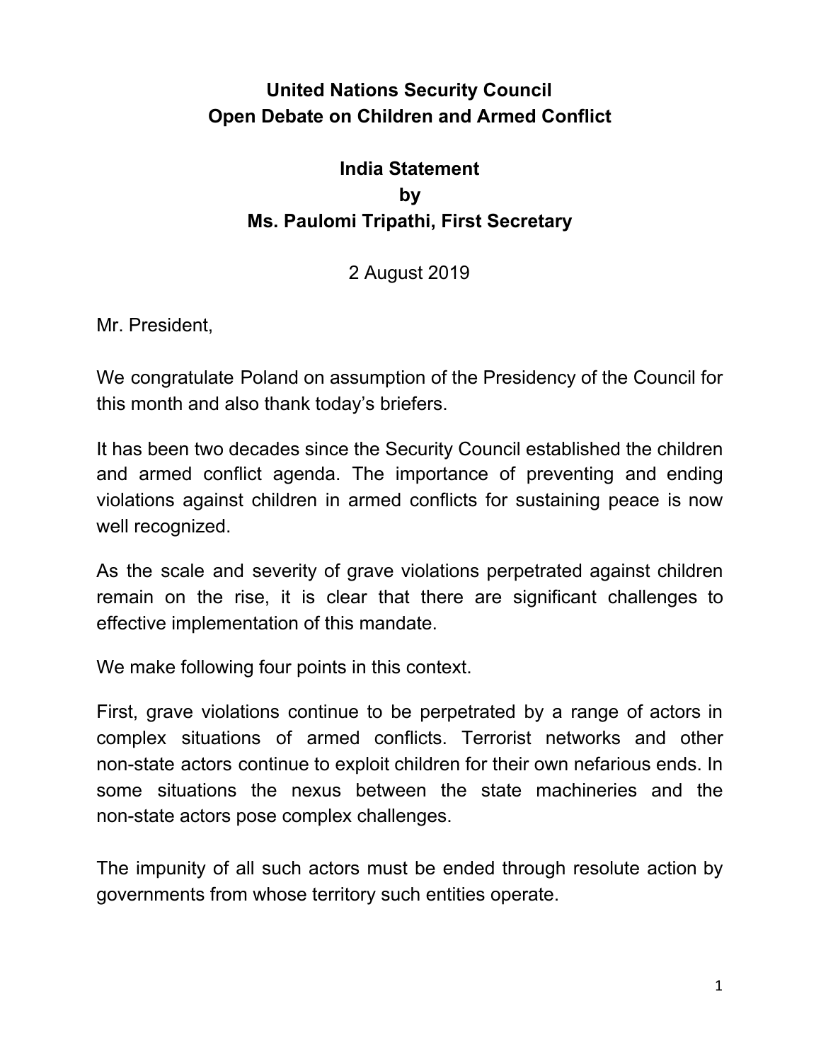**United Nations Security Council**
**Open Debate on Children and Armed Conflict**

**India Statement**
**by**
**Ms. Paulomi Tripathi, First Secretary**

2 August 2019

Mr. President,

We congratulate Poland on assumption of the Presidency of the Council for this month and also thank today's briefers.

It has been two decades since the Security Council established the children and armed conflict agenda. The importance of preventing and ending violations against children in armed conflicts for sustaining peace is now well recognized.

As the scale and severity of grave violations perpetrated against children remain on the rise, it is clear that there are significant challenges to effective implementation of this mandate.

We make following four points in this context.

First, grave violations continue to be perpetrated by a range of actors in complex situations of armed conflicts. Terrorist networks and other non-state actors continue to exploit children for their own nefarious ends. In some situations the nexus between the state machineries and the non-state actors pose complex challenges.

The impunity of all such actors must be ended through resolute action by governments from whose territory such entities operate.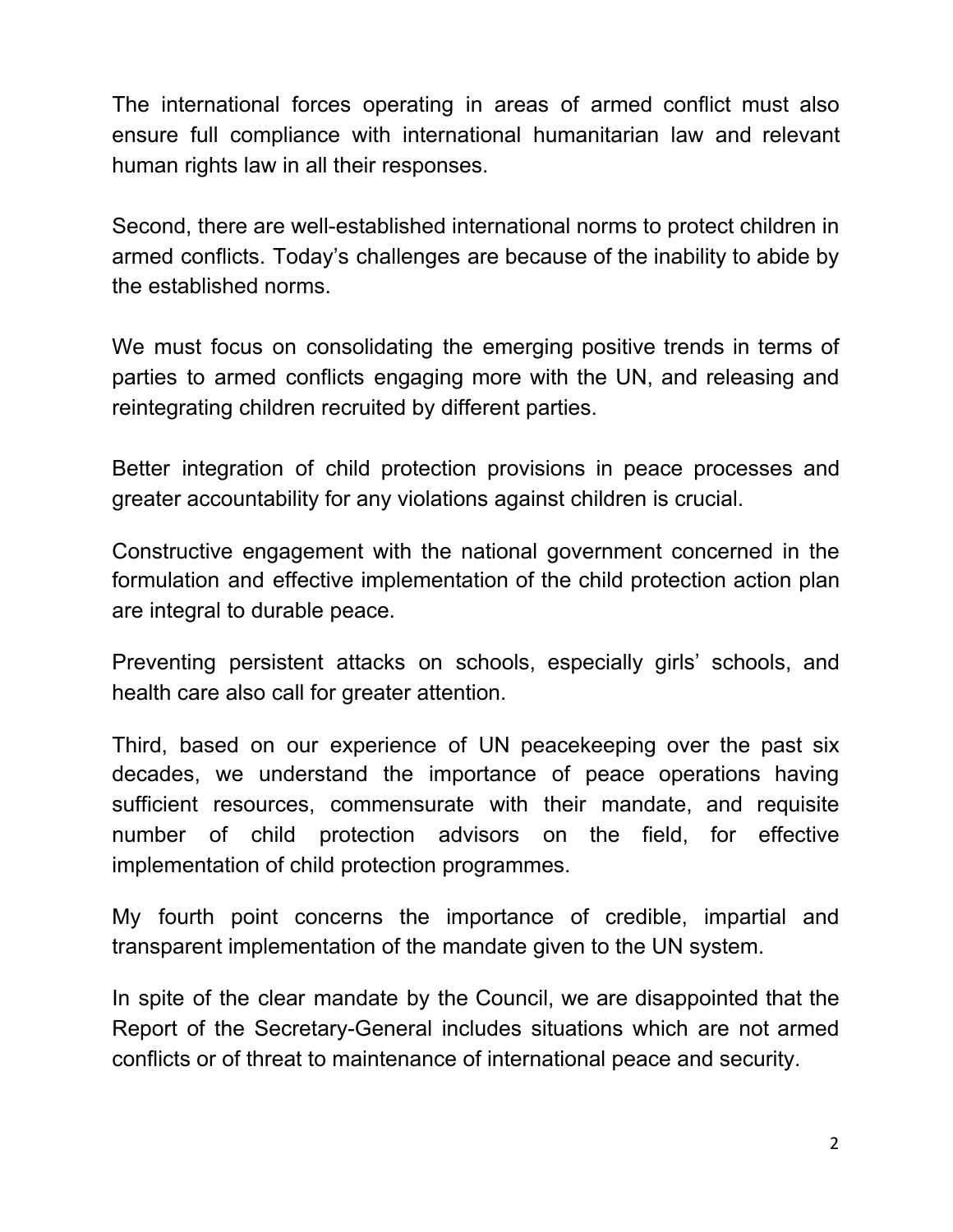The international forces operating in areas of armed conflict must also ensure full compliance with international humanitarian law and relevant human rights law in all their responses.

Second, there are well-established international norms to protect children in armed conflicts. Today's challenges are because of the inability to abide by the established norms.

We must focus on consolidating the emerging positive trends in terms of parties to armed conflicts engaging more with the UN, and releasing and reintegrating children recruited by different parties.

Better integration of child protection provisions in peace processes and greater accountability for any violations against children is crucial.

Constructive engagement with the national government concerned in the formulation and effective implementation of the child protection action plan are integral to durable peace.

Preventing persistent attacks on schools, especially girls' schools, and health care also call for greater attention.

Third, based on our experience of UN peacekeeping over the past six decades, we understand the importance of peace operations having sufficient resources, commensurate with their mandate, and requisite number of child protection advisors on the field, for effective implementation of child protection programmes.

My fourth point concerns the importance of credible, impartial and transparent implementation of the mandate given to the UN system.

In spite of the clear mandate by the Council, we are disappointed that the Report of the Secretary-General includes situations which are not armed conflicts or of threat to maintenance of international peace and security.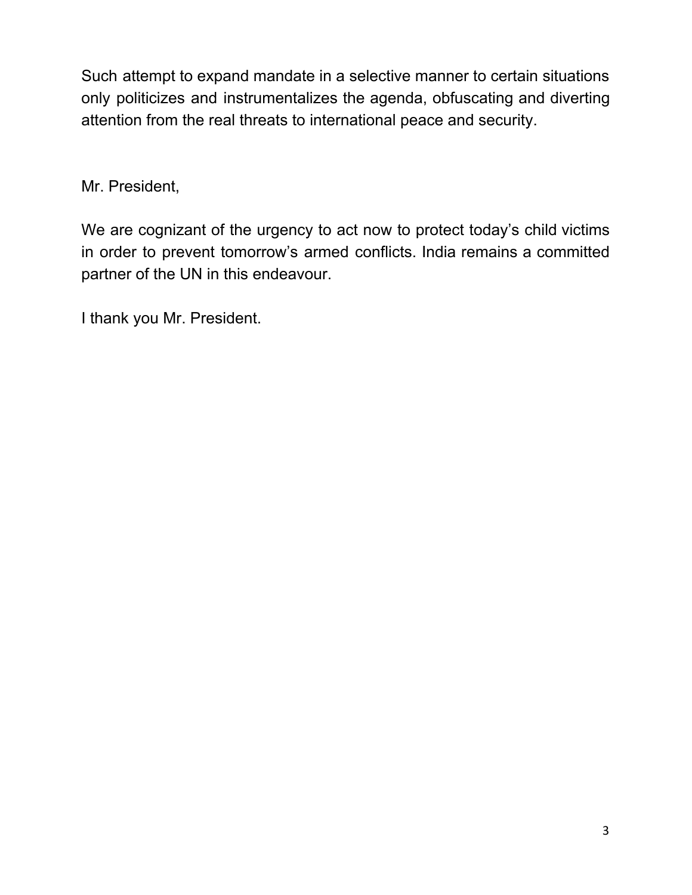Such attempt to expand mandate in a selective manner to certain situations only politicizes and instrumentalizes the agenda, obfuscating and diverting attention from the real threats to international peace and security.

Mr. President,

We are cognizant of the urgency to act now to protect today's child victims in order to prevent tomorrow's armed conflicts. India remains a committed partner of the UN in this endeavour.

I thank you Mr. President.